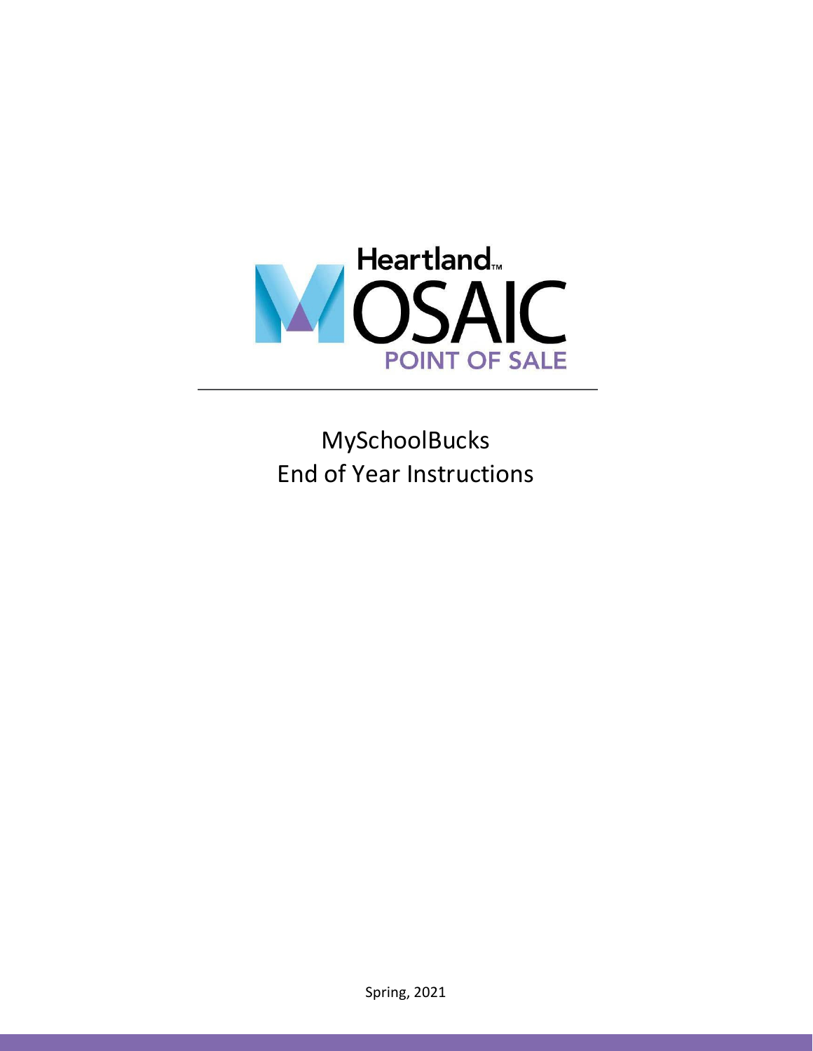Heartland™

MOSAIC

POINT OF SALE

---

# MySchoolBucks End of Year Instructions

Spring, 2021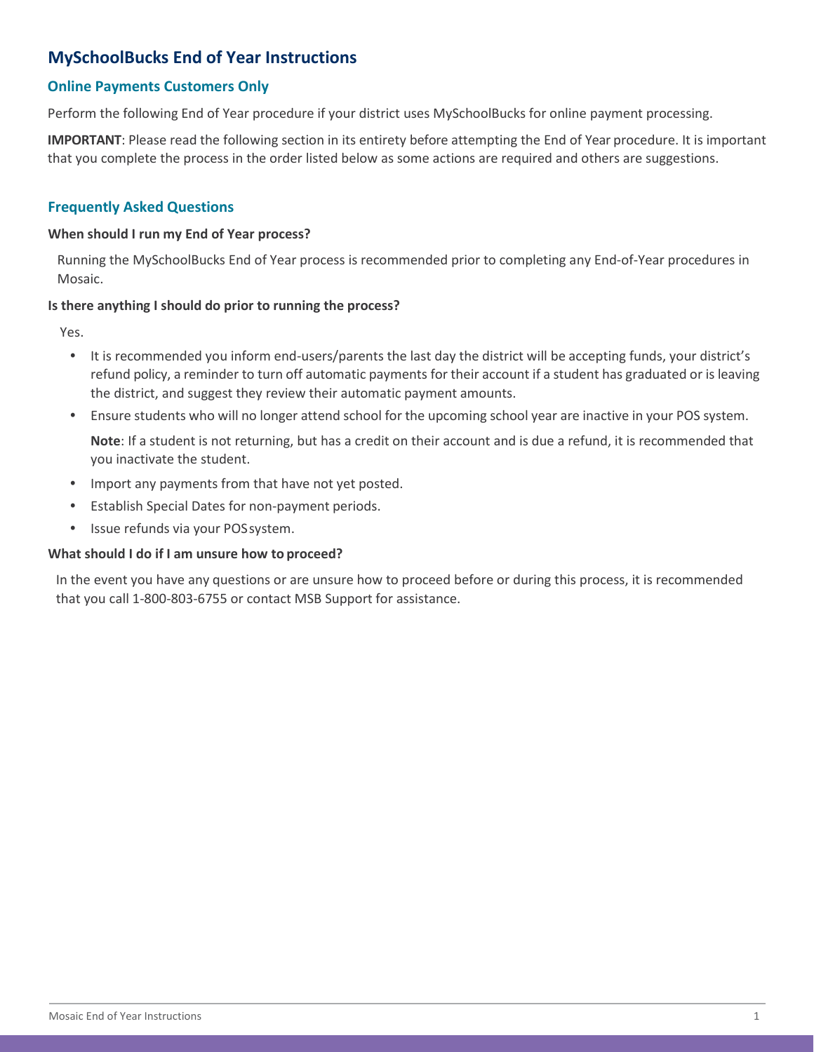# MySchoolBucks End of Year Instructions

## Online Payments Customers Only

Perform the following End of Year procedure if your district uses MySchoolBucks for online payment processing.

**IMPORTANT**: Please read the following section in its entirety before attempting the End of Year procedure. It is important that you complete the process in the order listed below as some actions are required and others are suggestions.

## Frequently Asked Questions

**When should I run my End of Year process?**

Running the MySchoolBucks End of Year process is recommended prior to completing any End-of-Year procedures in Mosaic.

**Is there anything I should do prior to running the process?**

Yes.

- It is recommended you inform end-users/parents the last day the district will be accepting funds, your district's refund policy, a reminder to turn off automatic payments for their account if a student has graduated or is leaving the district, and suggest they review their automatic payment amounts.
- Ensure students who will no longer attend school for the upcoming school year are inactive in your POS system.

  **Note**: If a student is not returning, but has a credit on their account and is due a refund, it is recommended that you inactivate the student.
- Import any payments from that have not yet posted.
- Establish Special Dates for non-payment periods.
- Issue refunds via your POS system.

**What should I do if I am unsure how to proceed?**

In the event you have any questions or are unsure how to proceed before or during this process, it is recommended that you call 1-800-803-6755 or contact MSB Support for assistance.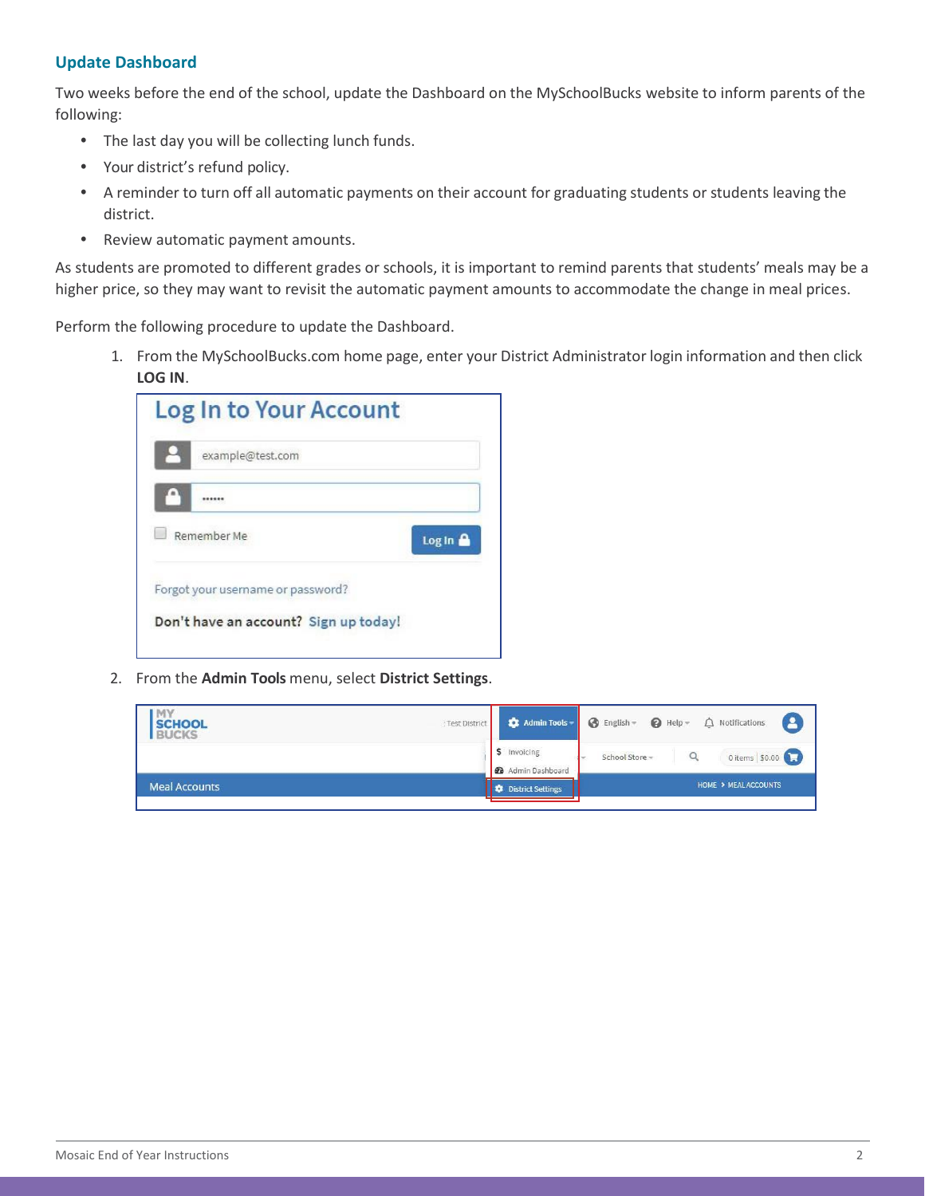## Update Dashboard

Two weeks before the end of the school, update the Dashboard on the MySchoolBucks website to inform parents of the following:

- The last day you will be collecting lunch funds.
- Your district's refund policy.
- A reminder to turn off all automatic payments on their account for graduating students or students leaving the district.
- Review automatic payment amounts.

As students are promoted to different grades or schools, it is important to remind parents that students' meals may be a higher price, so they may want to revisit the automatic payment amounts to accommodate the change in meal prices.

Perform the following procedure to update the Dashboard.

1. From the MySchoolBucks.com home page, enter your District Administrator login information and then click **LOG IN**.

2. From the **Admin Tools** menu, select **District Settings**.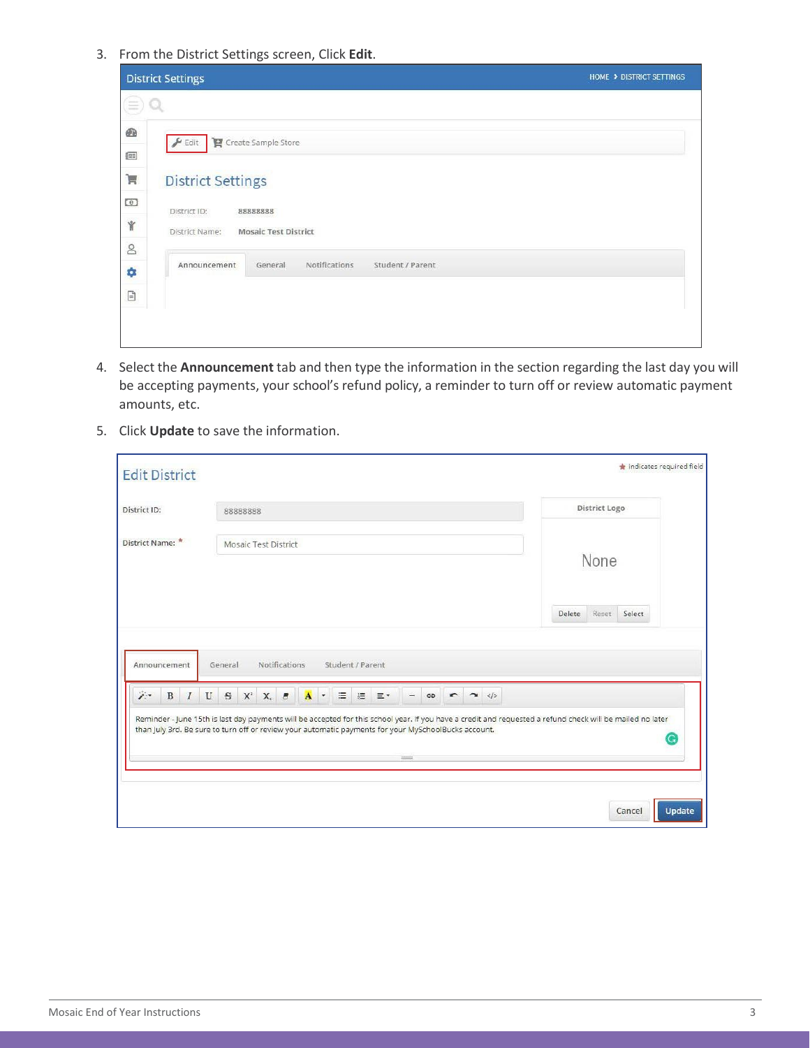3. From the District Settings screen, Click **Edit**.

4. Select the **Announcement** tab and then type the information in the section regarding the last day you will be accepting payments, your school's refund policy, a reminder to turn off or review automatic payment amounts, etc.

5. Click **Update** to save the information.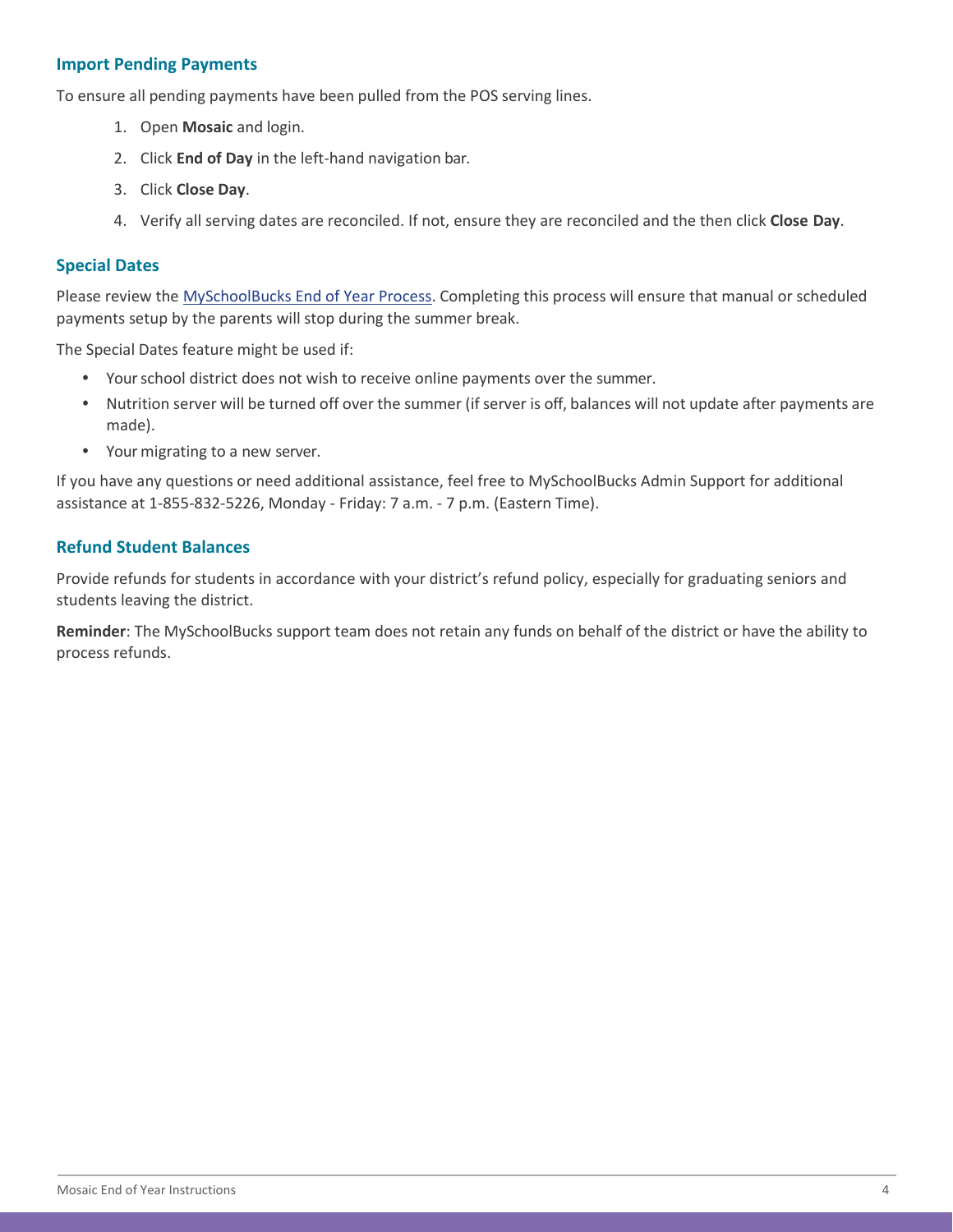### Import Pending Payments

To ensure all pending payments have been pulled from the POS serving lines.

1. Open **Mosaic** and login.
2. Click **End of Day** in the left-hand navigation bar.
3. Click **Close Day**.
4. Verify all serving dates are reconciled. If not, ensure they are reconciled and the then click **Close Day**.

### Special Dates

Please review the [MySchoolBucks End of Year Process](). Completing this process will ensure that manual or scheduled payments setup by the parents will stop during the summer break.

The Special Dates feature might be used if:

- Your school district does not wish to receive online payments over the summer.
- Nutrition server will be turned off over the summer (if server is off, balances will not update after payments are made).
- Your migrating to a new server.

If you have any questions or need additional assistance, feel free to MySchoolBucks Admin Support for additional assistance at 1-855-832-5226, Monday - Friday: 7 a.m. - 7 p.m. (Eastern Time).

### Refund Student Balances

Provide refunds for students in accordance with your district's refund policy, especially for graduating seniors and students leaving the district.

**Reminder**: The MySchoolBucks support team does not retain any funds on behalf of the district or have the ability to process refunds.